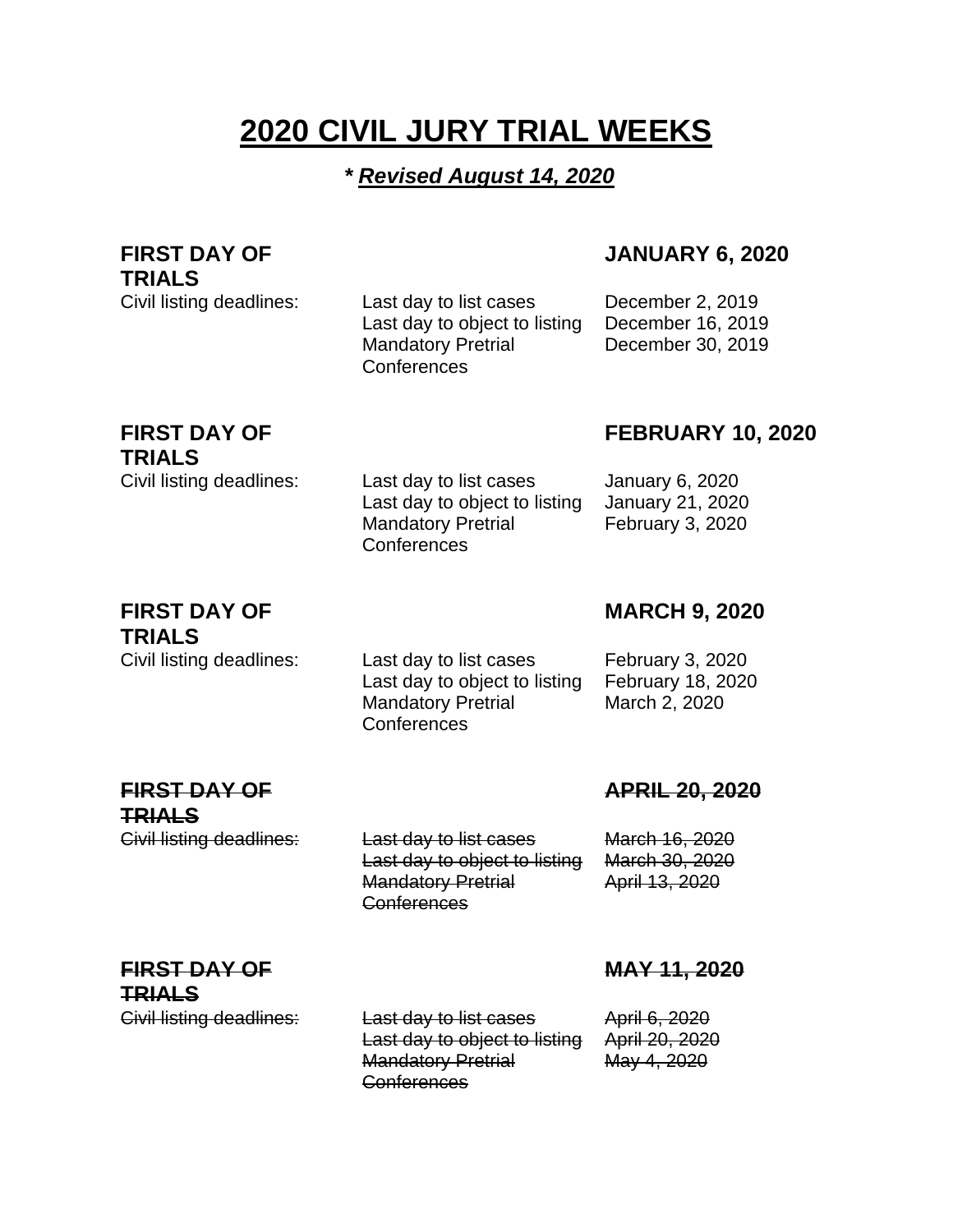# 2020 CIVIL JURY TRIAL WEEKS

***** ***Revised August 14, 2020***

**FIRST DAY OF TRIALS** **JANUARY 6, 2020**

| | | |
|---|---|---|
| Civil listing deadlines: | Last day to list cases | December 2, 2019 |
| | Last day to object to listing | December 16, 2019 |
| | Mandatory Pretrial Conferences | December 30, 2019 |

**FIRST DAY OF TRIALS** **FEBRUARY 10, 2020**

| | | |
|---|---|---|
| Civil listing deadlines: | Last day to list cases | January 6, 2020 |
| | Last day to object to listing | January 21, 2020 |
| | Mandatory Pretrial Conferences | February 3, 2020 |

**FIRST DAY OF TRIALS** **MARCH 9, 2020**

| | | |
|---|---|---|
| Civil listing deadlines: | Last day to list cases | February 3, 2020 |
| | Last day to object to listing | February 18, 2020 |
| | Mandatory Pretrial Conferences | March 2, 2020 |

~~**FIRST DAY OF TRIALS**~~ ~~**APRIL 20, 2020**~~

| | | |
|---|---|---|
| ~~Civil listing deadlines:~~ | ~~Last day to list cases~~ | ~~March 16, 2020~~ |
| | ~~Last day to object to listing~~ | ~~March 30, 2020~~ |
| | ~~Mandatory Pretrial Conferences~~ | ~~April 13, 2020~~ |

~~**FIRST DAY OF TRIALS**~~ ~~**MAY 11, 2020**~~

| | | |
|---|---|---|
| ~~Civil listing deadlines:~~ | ~~Last day to list cases~~ | ~~April 6, 2020~~ |
| | ~~Last day to object to listing~~ | ~~April 20, 2020~~ |
| | ~~Mandatory Pretrial Conferences~~ | ~~May 4, 2020~~ |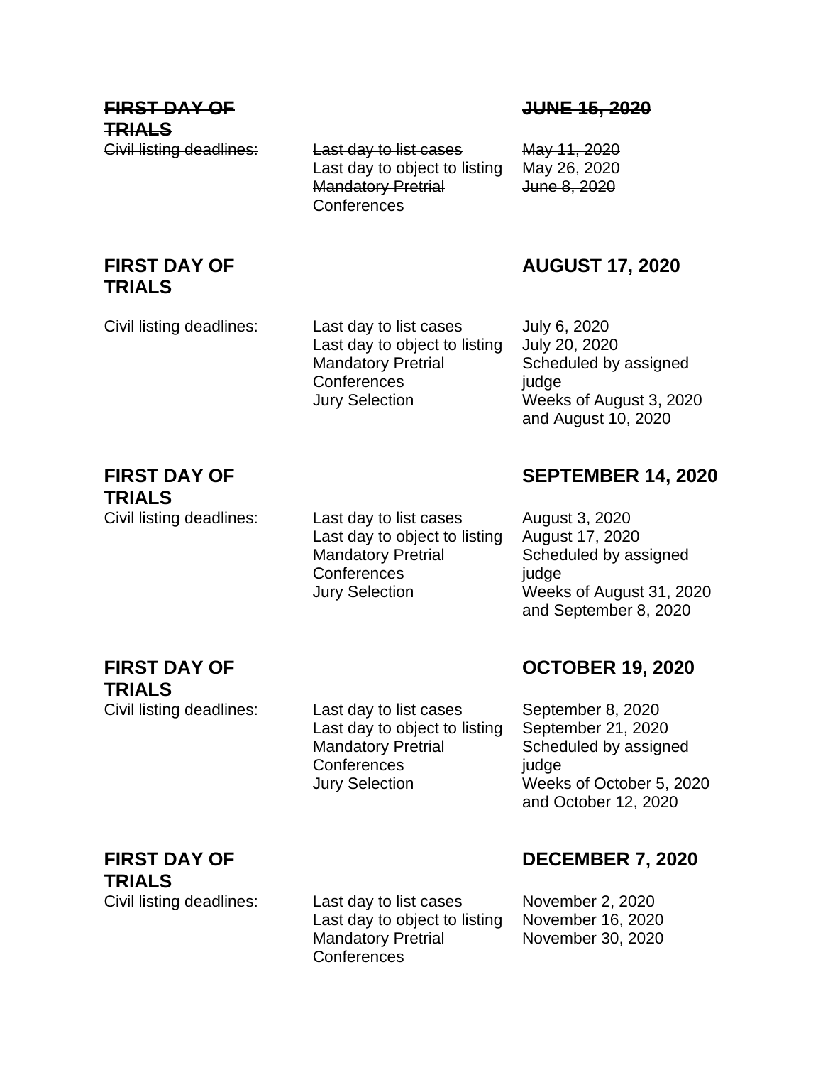~~**FIRST DAY OF TRIALS**~~ ~~**JUNE 15, 2020**~~

| | | |
|---|---|---|
| ~~Civil listing deadlines:~~ | ~~Last day to list cases~~ | ~~May 11, 2020~~ |
| | ~~Last day to object to listing~~ | ~~May 26, 2020~~ |
| | ~~Mandatory Pretrial Conferences~~ | ~~June 8, 2020~~ |

**FIRST DAY OF TRIALS** **AUGUST 17, 2020**

| | | |
|---|---|---|
| Civil listing deadlines: | Last day to list cases | July 6, 2020 |
| | Last day to object to listing | July 20, 2020 |
| | Mandatory Pretrial Conferences | Scheduled by assigned judge |
| | Jury Selection | Weeks of August 3, 2020 and August 10, 2020 |

**FIRST DAY OF TRIALS** **SEPTEMBER 14, 2020**

| | | |
|---|---|---|
| Civil listing deadlines: | Last day to list cases | August 3, 2020 |
| | Last day to object to listing | August 17, 2020 |
| | Mandatory Pretrial Conferences | Scheduled by assigned judge |
| | Jury Selection | Weeks of August 31, 2020 and September 8, 2020 |

**FIRST DAY OF TRIALS** **OCTOBER 19, 2020**

| | | |
|---|---|---|
| Civil listing deadlines: | Last day to list cases | September 8, 2020 |
| | Last day to object to listing | September 21, 2020 |
| | Mandatory Pretrial Conferences | Scheduled by assigned judge |
| | Jury Selection | Weeks of October 5, 2020 and October 12, 2020 |

**FIRST DAY OF TRIALS** **DECEMBER 7, 2020**

| | | |
|---|---|---|
| Civil listing deadlines: | Last day to list cases | November 2, 2020 |
| | Last day to object to listing | November 16, 2020 |
| | Mandatory Pretrial Conferences | November 30, 2020 |